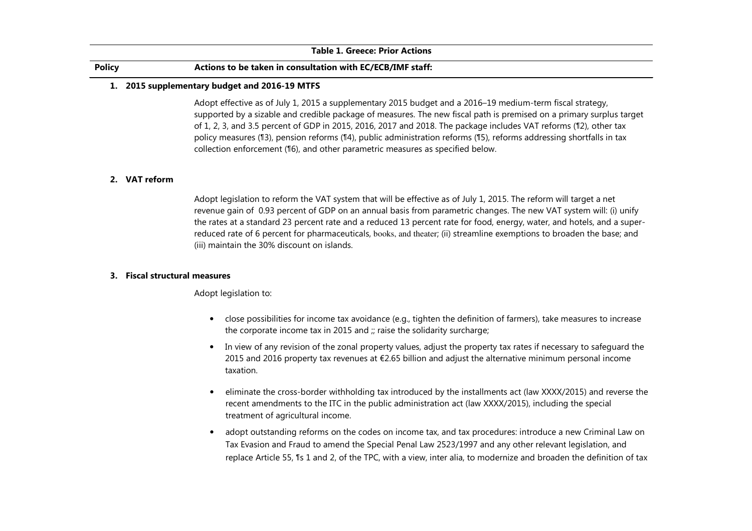**Table 1. Greece: Prior Actions**

| Policy | Actions to be taken in consultation with EC/ECB/IMF staff: |
|---|---|
| **1. 2015 supplementary budget and 2016-19 MTFS** | |
| | Adopt effective as of July 1, 2015 a supplementary 2015 budget and a 2016–19 medium-term fiscal strategy, supported by a sizable and credible package of measures. The new fiscal path is premised on a primary surplus target of 1, 2, 3, and 3.5 percent of GDP in 2015, 2016, 2017 and 2018. The package includes VAT reforms (¶2), other tax policy measures (¶3), pension reforms (¶4), public administration reforms (¶5), reforms addressing shortfalls in tax collection enforcement (¶6), and other parametric measures as specified below. |
| **2. VAT reform** | |
| | Adopt legislation to reform the VAT system that will be effective as of July 1, 2015. The reform will target a net revenue gain of 0.93 percent of GDP on an annual basis from parametric changes. The new VAT system will: (i) unify the rates at a standard 23 percent rate and a reduced 13 percent rate for food, energy, water, and hotels, and a super-reduced rate of 6 percent for pharmaceuticals, books, and theater; (ii) streamline exemptions to broaden the base; and (iii) maintain the 30% discount on islands. |
| **3. Fiscal structural measures** | |
| | Adopt legislation to:<br>• close possibilities for income tax avoidance (e.g., tighten the definition of farmers), take measures to increase the corporate income tax in 2015 and ;; raise the solidarity surcharge;<br>• In view of any revision of the zonal property values, adjust the property tax rates if necessary to safeguard the 2015 and 2016 property tax revenues at €2.65 billion and adjust the alternative minimum personal income taxation.<br>• eliminate the cross-border withholding tax introduced by the installments act (law XXXX/2015) and reverse the recent amendments to the ITC in the public administration act (law XXXX/2015), including the special treatment of agricultural income.<br>• adopt outstanding reforms on the codes on income tax, and tax procedures: introduce a new Criminal Law on Tax Evasion and Fraud to amend the Special Penal Law 2523/1997 and any other relevant legislation, and replace Article 55, ¶s 1 and 2, of the TPC, with a view, inter alia, to modernize and broaden the definition of tax |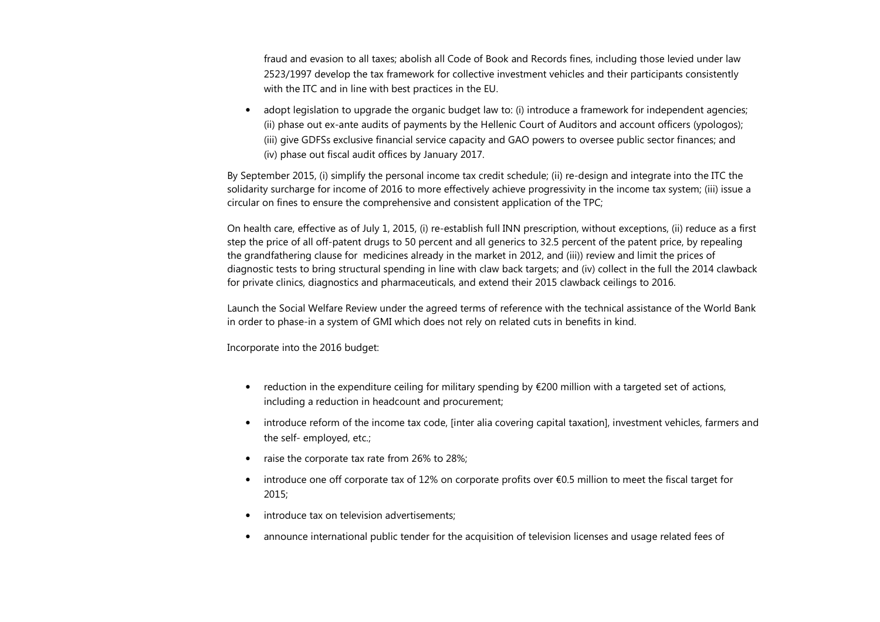fraud and evasion to all taxes; abolish all Code of Book and Records fines, including those levied under law 2523/1997 develop the tax framework for collective investment vehicles and their participants consistently with the ITC and in line with best practices in the EU.

- adopt legislation to upgrade the organic budget law to: (i) introduce a framework for independent agencies; (ii) phase out ex-ante audits of payments by the Hellenic Court of Auditors and account officers (ypologos); (iii) give GDFSs exclusive financial service capacity and GAO powers to oversee public sector finances; and (iv) phase out fiscal audit offices by January 2017.

By September 2015, (i) simplify the personal income tax credit schedule; (ii) re-design and integrate into the ITC the solidarity surcharge for income of 2016 to more effectively achieve progressivity in the income tax system; (iii) issue a circular on fines to ensure the comprehensive and consistent application of the TPC;

On health care, effective as of July 1, 2015, (i) re-establish full INN prescription, without exceptions, (ii) reduce as a first step the price of all off-patent drugs to 50 percent and all generics to 32.5 percent of the patent price, by repealing the grandfathering clause for medicines already in the market in 2012, and (iii)) review and limit the prices of diagnostic tests to bring structural spending in line with claw back targets; and (iv) collect in the full the 2014 clawback for private clinics, diagnostics and pharmaceuticals, and extend their 2015 clawback ceilings to 2016.

Launch the Social Welfare Review under the agreed terms of reference with the technical assistance of the World Bank in order to phase-in a system of GMI which does not rely on related cuts in benefits in kind.

Incorporate into the 2016 budget:

- reduction in the expenditure ceiling for military spending by €200 million with a targeted set of actions, including a reduction in headcount and procurement;
- introduce reform of the income tax code, [inter alia covering capital taxation], investment vehicles, farmers and the self- employed, etc.;
- raise the corporate tax rate from 26% to 28%;
- introduce one off corporate tax of 12% on corporate profits over €0.5 million to meet the fiscal target for 2015;
- introduce tax on television advertisements;
- announce international public tender for the acquisition of television licenses and usage related fees of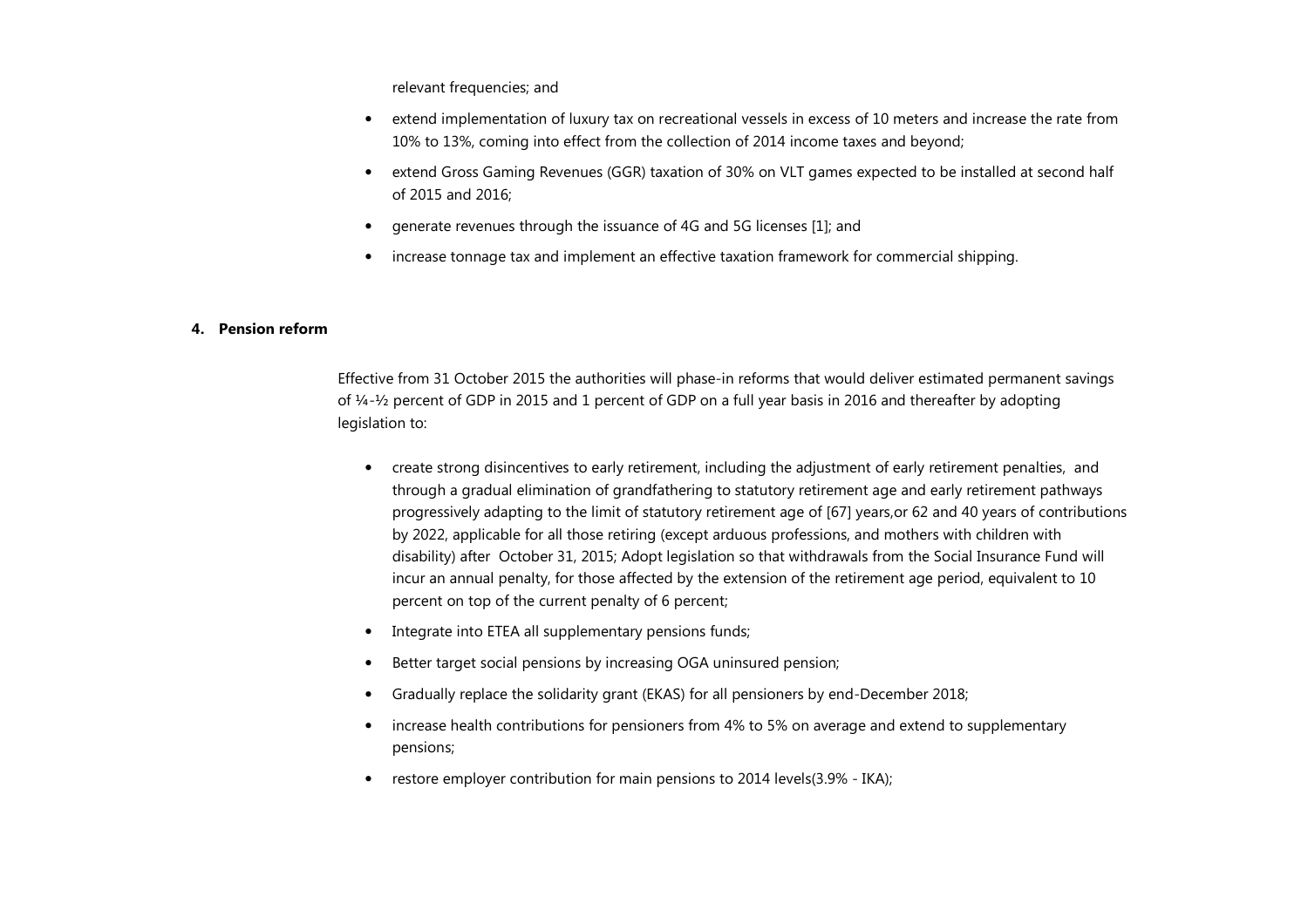relevant frequencies; and

- extend implementation of luxury tax on recreational vessels in excess of 10 meters and increase the rate from 10% to 13%, coming into effect from the collection of 2014 income taxes and beyond;
- extend Gross Gaming Revenues (GGR) taxation of 30% on VLT games expected to be installed at second half of 2015 and 2016;
- generate revenues through the issuance of 4G and 5G licenses [1]; and
- increase tonnage tax and implement an effective taxation framework for commercial shipping.

## 4. Pension reform

Effective from 31 October 2015 the authorities will phase-in reforms that would deliver estimated permanent savings of ¼-½ percent of GDP in 2015 and 1 percent of GDP on a full year basis in 2016 and thereafter by adopting legislation to:

- create strong disincentives to early retirement, including the adjustment of early retirement penalties, and through a gradual elimination of grandfathering to statutory retirement age and early retirement pathways progressively adapting to the limit of statutory retirement age of [67] years,or 62 and 40 years of contributions by 2022, applicable for all those retiring (except arduous professions, and mothers with children with disability) after October 31, 2015; Adopt legislation so that withdrawals from the Social Insurance Fund will incur an annual penalty, for those affected by the extension of the retirement age period, equivalent to 10 percent on top of the current penalty of 6 percent;
- Integrate into ETEA all supplementary pensions funds;
- Better target social pensions by increasing OGA uninsured pension;
- Gradually replace the solidarity grant (EKAS) for all pensioners by end-December 2018;
- increase health contributions for pensioners from 4% to 5% on average and extend to supplementary pensions;
- restore employer contribution for main pensions to 2014 levels(3.9% - IKA);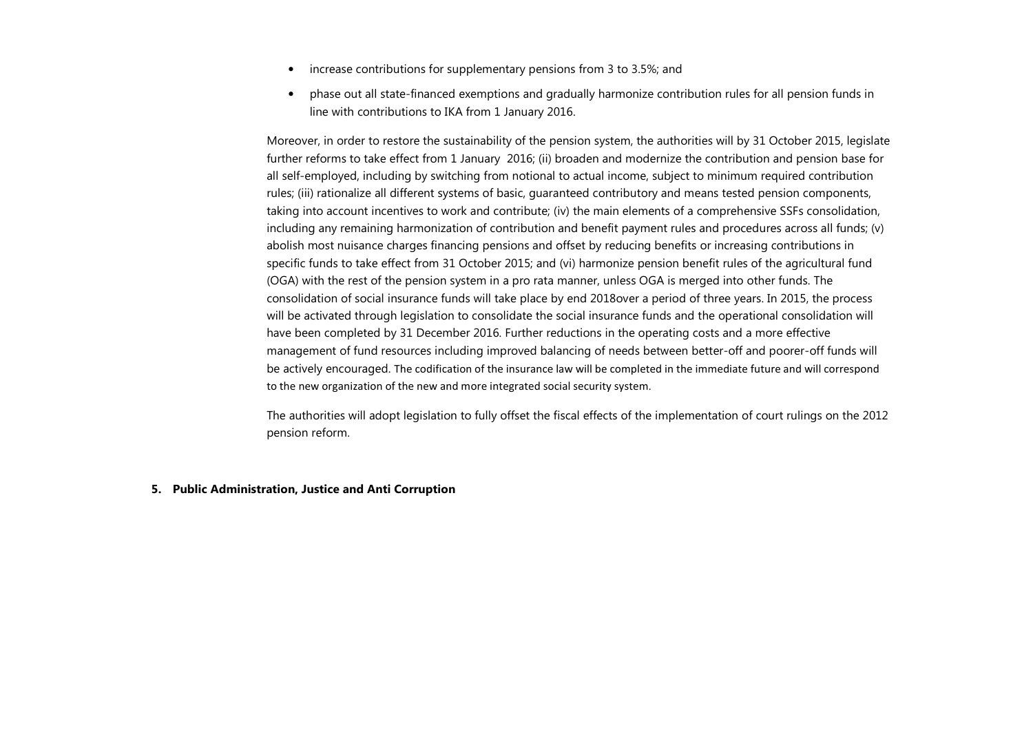- increase contributions for supplementary pensions from 3 to 3.5%; and
- phase out all state-financed exemptions and gradually harmonize contribution rules for all pension funds in line with contributions to IKA from 1 January 2016.

Moreover, in order to restore the sustainability of the pension system, the authorities will by 31 October 2015, legislate further reforms to take effect from 1 January 2016; (ii) broaden and modernize the contribution and pension base for all self-employed, including by switching from notional to actual income, subject to minimum required contribution rules; (iii) rationalize all different systems of basic, guaranteed contributory and means tested pension components, taking into account incentives to work and contribute; (iv) the main elements of a comprehensive SSFs consolidation, including any remaining harmonization of contribution and benefit payment rules and procedures across all funds; (v) abolish most nuisance charges financing pensions and offset by reducing benefits or increasing contributions in specific funds to take effect from 31 October 2015; and (vi) harmonize pension benefit rules of the agricultural fund (OGA) with the rest of the pension system in a pro rata manner, unless OGA is merged into other funds. The consolidation of social insurance funds will take place by end 2018over a period of three years. In 2015, the process will be activated through legislation to consolidate the social insurance funds and the operational consolidation will have been completed by 31 December 2016. Further reductions in the operating costs and a more effective management of fund resources including improved balancing of needs between better-off and poorer-off funds will be actively encouraged. The codification of the insurance law will be completed in the immediate future and will correspond to the new organization of the new and more integrated social security system.

The authorities will adopt legislation to fully offset the fiscal effects of the implementation of court rulings on the 2012 pension reform.

**5. Public Administration, Justice and Anti Corruption**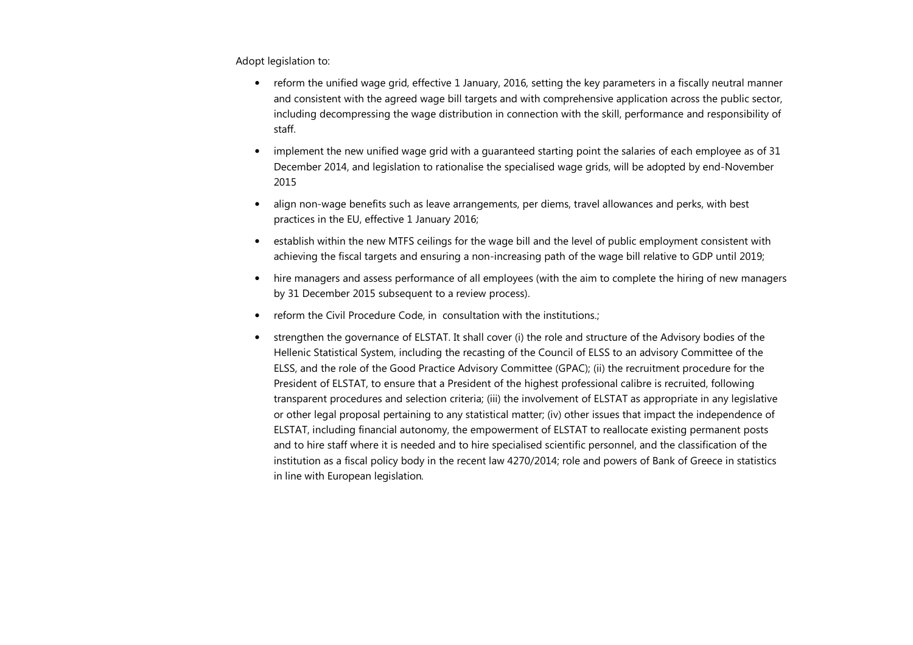Adopt legislation to:

- reform the unified wage grid, effective 1 January, 2016, setting the key parameters in a fiscally neutral manner and consistent with the agreed wage bill targets and with comprehensive application across the public sector, including decompressing the wage distribution in connection with the skill, performance and responsibility of staff.
- implement the new unified wage grid with a guaranteed starting point the salaries of each employee as of 31 December 2014, and legislation to rationalise the specialised wage grids, will be adopted by end-November 2015
- align non-wage benefits such as leave arrangements, per diems, travel allowances and perks, with best practices in the EU, effective 1 January 2016;
- establish within the new MTFS ceilings for the wage bill and the level of public employment consistent with achieving the fiscal targets and ensuring a non-increasing path of the wage bill relative to GDP until 2019;
- hire managers and assess performance of all employees (with the aim to complete the hiring of new managers by 31 December 2015 subsequent to a review process).
- reform the Civil Procedure Code, in consultation with the institutions.;
- strengthen the governance of ELSTAT. It shall cover (i) the role and structure of the Advisory bodies of the Hellenic Statistical System, including the recasting of the Council of ELSS to an advisory Committee of the ELSS, and the role of the Good Practice Advisory Committee (GPAC); (ii) the recruitment procedure for the President of ELSTAT, to ensure that a President of the highest professional calibre is recruited, following transparent procedures and selection criteria; (iii) the involvement of ELSTAT as appropriate in any legislative or other legal proposal pertaining to any statistical matter; (iv) other issues that impact the independence of ELSTAT, including financial autonomy, the empowerment of ELSTAT to reallocate existing permanent posts and to hire staff where it is needed and to hire specialised scientific personnel, and the classification of the institution as a fiscal policy body in the recent law 4270/2014; role and powers of Bank of Greece in statistics in line with European legislation.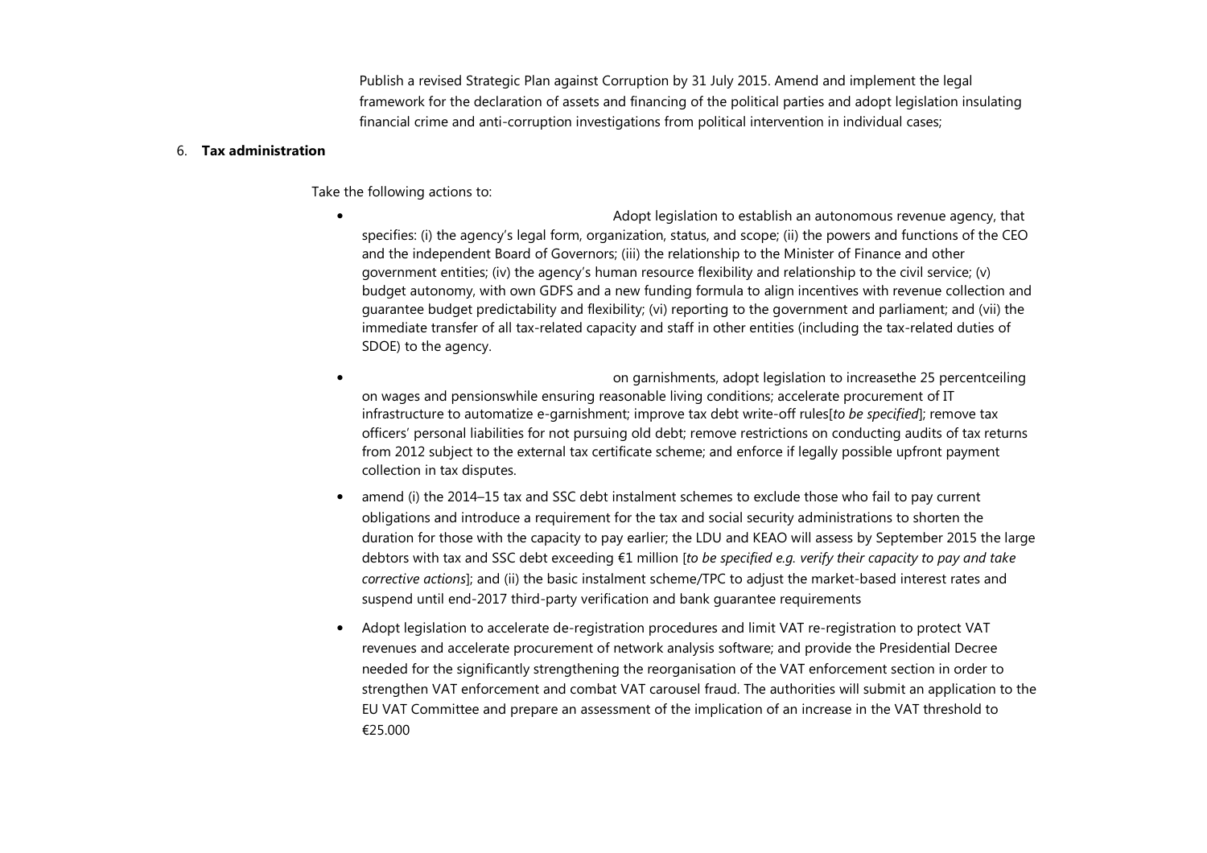Publish a revised Strategic Plan against Corruption by 31 July 2015. Amend and implement the legal framework for the declaration of assets and financing of the political parties and adopt legislation insulating financial crime and anti-corruption investigations from political intervention in individual cases;

6. **Tax administration**

Take the following actions to:

- Adopt legislation to establish an autonomous revenue agency, that specifies: (i) the agency's legal form, organization, status, and scope; (ii) the powers and functions of the CEO and the independent Board of Governors; (iii) the relationship to the Minister of Finance and other government entities; (iv) the agency's human resource flexibility and relationship to the civil service; (v) budget autonomy, with own GDFS and a new funding formula to align incentives with revenue collection and guarantee budget predictability and flexibility; (vi) reporting to the government and parliament; and (vii) the immediate transfer of all tax-related capacity and staff in other entities (including the tax-related duties of SDOE) to the agency.
- on garnishments, adopt legislation to increasethe 25 percentceiling on wages and pensionswhile ensuring reasonable living conditions; accelerate procurement of IT infrastructure to automatize e-garnishment; improve tax debt write-off rules[*to be specified*]; remove tax officers' personal liabilities for not pursuing old debt; remove restrictions on conducting audits of tax returns from 2012 subject to the external tax certificate scheme; and enforce if legally possible upfront payment collection in tax disputes.
- amend (i) the 2014–15 tax and SSC debt instalment schemes to exclude those who fail to pay current obligations and introduce a requirement for the tax and social security administrations to shorten the duration for those with the capacity to pay earlier; the LDU and KEAO will assess by September 2015 the large debtors with tax and SSC debt exceeding €1 million [*to be specified e.g. verify their capacity to pay and take corrective actions*]; and (ii) the basic instalment scheme/TPC to adjust the market-based interest rates and suspend until end-2017 third-party verification and bank guarantee requirements
- Adopt legislation to accelerate de-registration procedures and limit VAT re-registration to protect VAT revenues and accelerate procurement of network analysis software; and provide the Presidential Decree needed for the significantly strengthening the reorganisation of the VAT enforcement section in order to strengthen VAT enforcement and combat VAT carousel fraud. The authorities will submit an application to the EU VAT Committee and prepare an assessment of the implication of an increase in the VAT threshold to €25.000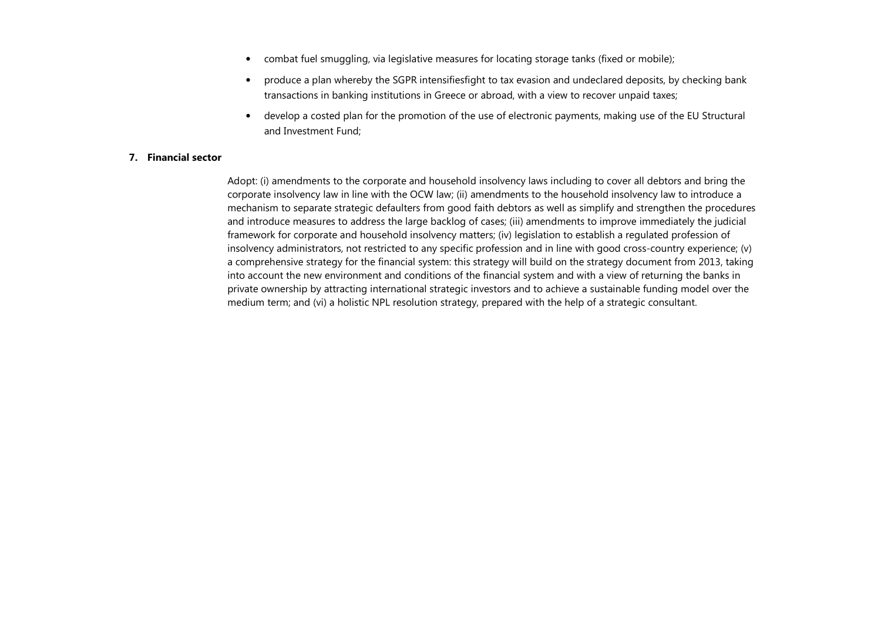- combat fuel smuggling, via legislative measures for locating storage tanks (fixed or mobile);
- produce a plan whereby the SGPR intensifiesfight to tax evasion and undeclared deposits, by checking bank transactions in banking institutions in Greece or abroad, with a view to recover unpaid taxes;
- develop a costed plan for the promotion of the use of electronic payments, making use of the EU Structural and Investment Fund;

**7. Financial sector**

Adopt: (i) amendments to the corporate and household insolvency laws including to cover all debtors and bring the corporate insolvency law in line with the OCW law; (ii) amendments to the household insolvency law to introduce a mechanism to separate strategic defaulters from good faith debtors as well as simplify and strengthen the procedures and introduce measures to address the large backlog of cases; (iii) amendments to improve immediately the judicial framework for corporate and household insolvency matters; (iv) legislation to establish a regulated profession of insolvency administrators, not restricted to any specific profession and in line with good cross-country experience; (v) a comprehensive strategy for the financial system: this strategy will build on the strategy document from 2013, taking into account the new environment and conditions of the financial system and with a view of returning the banks in private ownership by attracting international strategic investors and to achieve a sustainable funding model over the medium term; and (vi) a holistic NPL resolution strategy, prepared with the help of a strategic consultant.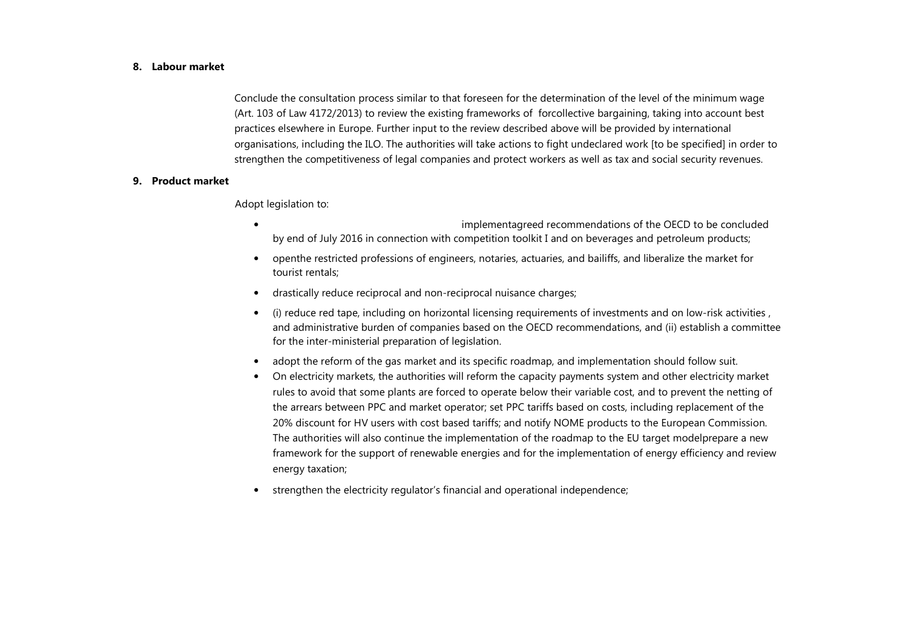## 8. Labour market

Conclude the consultation process similar to that foreseen for the determination of the level of the minimum wage (Art. 103 of Law 4172/2013) to review the existing frameworks of forcollective bargaining, taking into account best practices elsewhere in Europe. Further input to the review described above will be provided by international organisations, including the ILO. The authorities will take actions to fight undeclared work [to be specified] in order to strengthen the competitiveness of legal companies and protect workers as well as tax and social security revenues.

## 9. Product market

Adopt legislation to:

- implementagreed recommendations of the OECD to be concluded by end of July 2016 in connection with competition toolkit I and on beverages and petroleum products;
- openthe restricted professions of engineers, notaries, actuaries, and bailiffs, and liberalize the market for tourist rentals;
- drastically reduce reciprocal and non-reciprocal nuisance charges;
- (i) reduce red tape, including on horizontal licensing requirements of investments and on low-risk activities , and administrative burden of companies based on the OECD recommendations, and (ii) establish a committee for the inter-ministerial preparation of legislation.
- adopt the reform of the gas market and its specific roadmap, and implementation should follow suit.
- On electricity markets, the authorities will reform the capacity payments system and other electricity market rules to avoid that some plants are forced to operate below their variable cost, and to prevent the netting of the arrears between PPC and market operator; set PPC tariffs based on costs, including replacement of the 20% discount for HV users with cost based tariffs; and notify NOME products to the European Commission. The authorities will also continue the implementation of the roadmap to the EU target modelprepare a new framework for the support of renewable energies and for the implementation of energy efficiency and review energy taxation;
- strengthen the electricity regulator's financial and operational independence;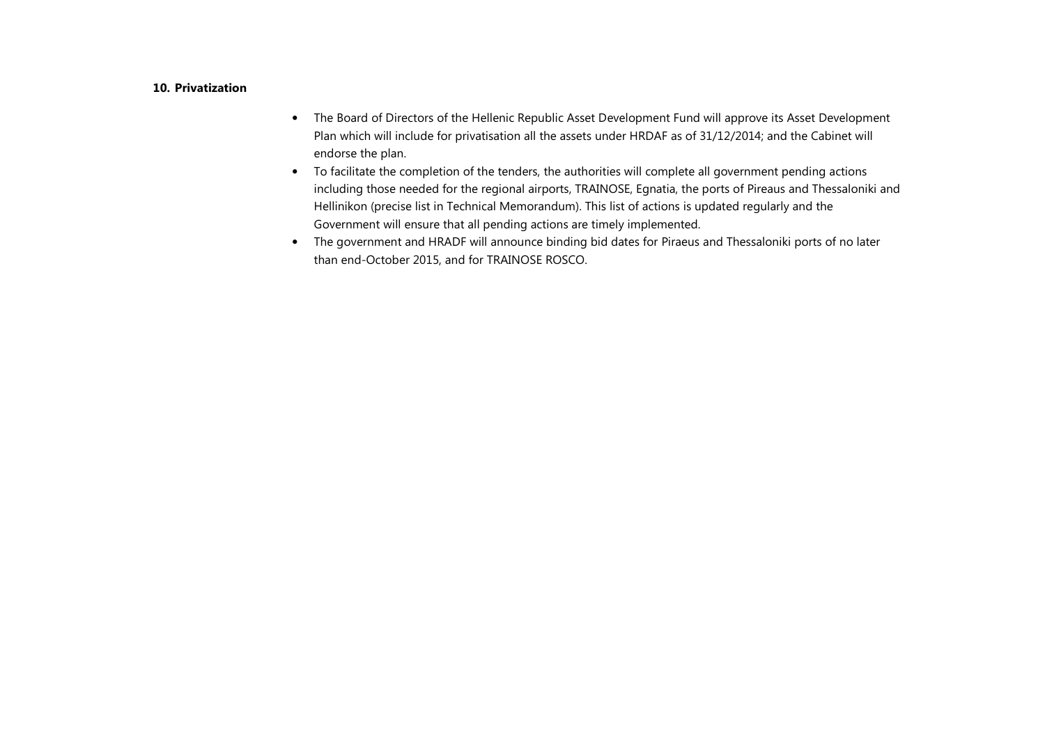## 10. Privatization

- The Board of Directors of the Hellenic Republic Asset Development Fund will approve its Asset Development Plan which will include for privatisation all the assets under HRDAF as of 31/12/2014; and the Cabinet will endorse the plan.
- To facilitate the completion of the tenders, the authorities will complete all government pending actions including those needed for the regional airports, TRAINOSE, Egnatia, the ports of Pireaus and Thessaloniki and Hellinikon (precise list in Technical Memorandum). This list of actions is updated regularly and the Government will ensure that all pending actions are timely implemented.
- The government and HRADF will announce binding bid dates for Piraeus and Thessaloniki ports of no later than end-October 2015, and for TRAINOSE ROSCO.